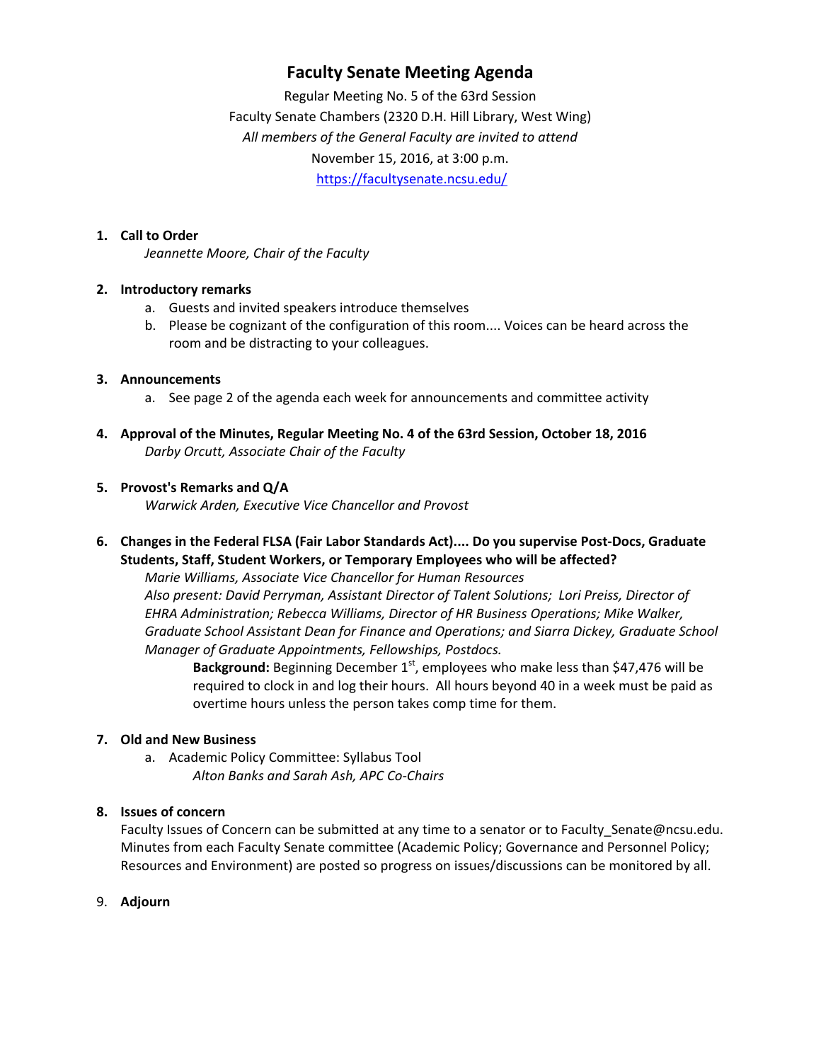# Faculty Senate Meeting Agenda

Regular Meeting No. 5 of the 63rd Session

Faculty Senate Chambers (2320 D.H. Hill Library, West Wing)

*All members of the General Faculty are invited to attend*

November 15, 2016, at 3:00 p.m.

https://facultysenate.ncsu.edu/

1. **Call to Order**
   *Jeannette Moore, Chair of the Faculty*

2. **Introductory remarks**
   a. Guests and invited speakers introduce themselves
   b. Please be cognizant of the configuration of this room.... Voices can be heard across the room and be distracting to your colleagues.

3. **Announcements**
   a. See page 2 of the agenda each week for announcements and committee activity

4. **Approval of the Minutes, Regular Meeting No. 4 of the 63rd Session, October 18, 2016**
   *Darby Orcutt, Associate Chair of the Faculty*

5. **Provost's Remarks and Q/A**
   *Warwick Arden, Executive Vice Chancellor and Provost*

6. **Changes in the Federal FLSA (Fair Labor Standards Act).... Do you supervise Post-Docs, Graduate Students, Staff, Student Workers, or Temporary Employees who will be affected?**
   *Marie Williams, Associate Vice Chancellor for Human Resources*
   *Also present: David Perryman, Assistant Director of Talent Solutions; Lori Preiss, Director of EHRA Administration; Rebecca Williams, Director of HR Business Operations; Mike Walker, Graduate School Assistant Dean for Finance and Operations; and Siarra Dickey, Graduate School Manager of Graduate Appointments, Fellowships, Postdocs.*

   **Background:** Beginning December 1st, employees who make less than $47,476 will be required to clock in and log their hours. All hours beyond 40 in a week must be paid as overtime hours unless the person takes comp time for them.

7. **Old and New Business**
   a. Academic Policy Committee: Syllabus Tool
      *Alton Banks and Sarah Ash, APC Co-Chairs*

8. **Issues of concern**
   Faculty Issues of Concern can be submitted at any time to a senator or to Faculty_Senate@ncsu.edu. Minutes from each Faculty Senate committee (Academic Policy; Governance and Personnel Policy; Resources and Environment) are posted so progress on issues/discussions can be monitored by all.

9. **Adjourn**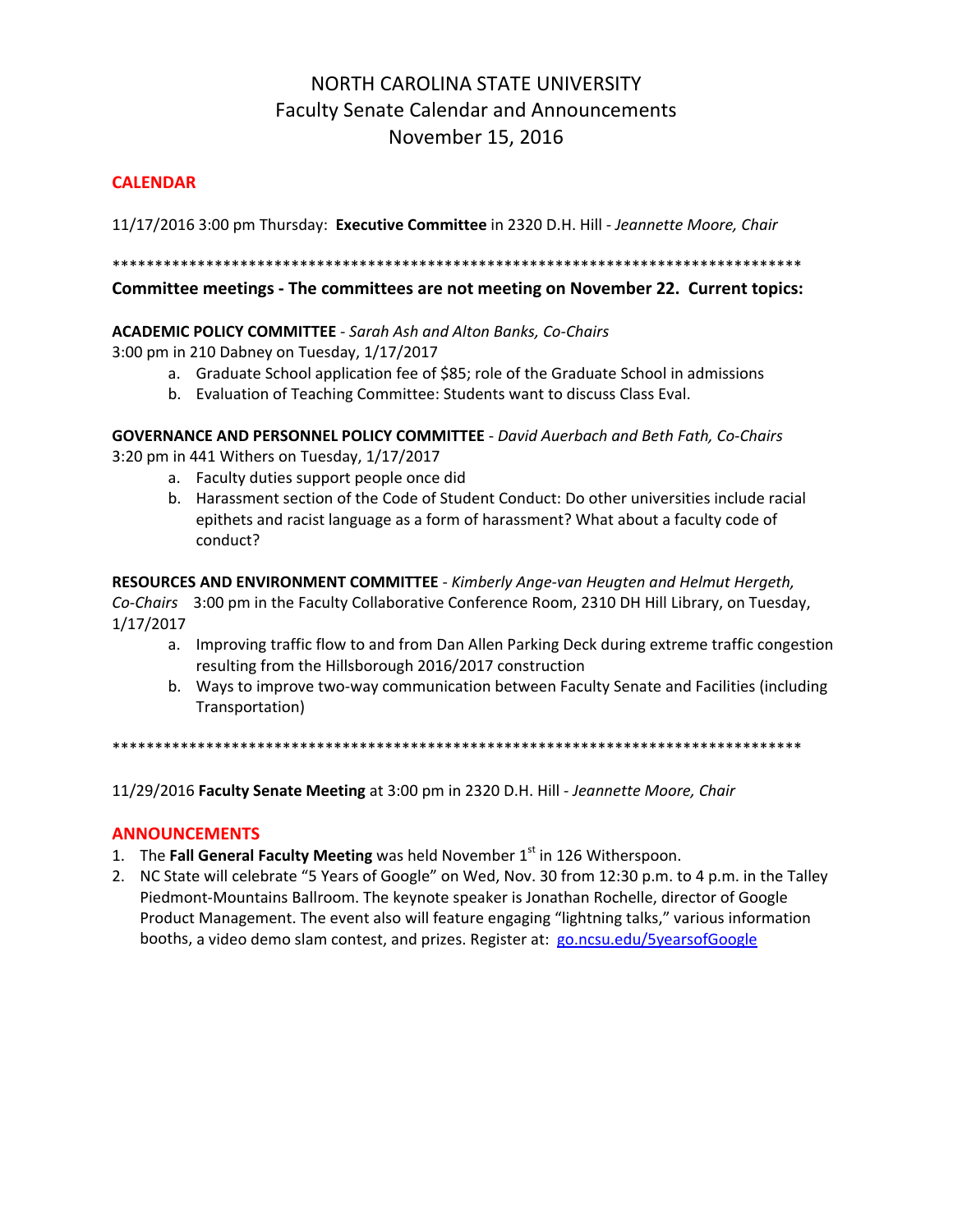# NORTH CAROLINA STATE UNIVERSITY
## Faculty Senate Calendar and Announcements
## November 15, 2016

### CALENDAR

11/17/2016 3:00 pm Thursday: **Executive Committee** in 2320 D.H. Hill - *Jeannette Moore, Chair*

************************************************************************************

**Committee meetings - The committees are not meeting on November 22. Current topics:**

**ACADEMIC POLICY COMMITTEE** - *Sarah Ash and Alton Banks, Co-Chairs*
3:00 pm in 210 Dabney on Tuesday, 1/17/2017

a. Graduate School application fee of $85; role of the Graduate School in admissions
b. Evaluation of Teaching Committee: Students want to discuss Class Eval.

**GOVERNANCE AND PERSONNEL POLICY COMMITTEE** - *David Auerbach and Beth Fath, Co-Chairs*
3:20 pm in 441 Withers on Tuesday, 1/17/2017

a. Faculty duties support people once did
b. Harassment section of the Code of Student Conduct: Do other universities include racial epithets and racist language as a form of harassment? What about a faculty code of conduct?

**RESOURCES AND ENVIRONMENT COMMITTEE** - *Kimberly Ange-van Heugten and Helmut Hergeth, Co-Chairs* 3:00 pm in the Faculty Collaborative Conference Room, 2310 DH Hill Library, on Tuesday, 1/17/2017

a. Improving traffic flow to and from Dan Allen Parking Deck during extreme traffic congestion resulting from the Hillsborough 2016/2017 construction
b. Ways to improve two-way communication between Faculty Senate and Facilities (including Transportation)

************************************************************************************

11/29/2016 **Faculty Senate Meeting** at 3:00 pm in 2320 D.H. Hill - *Jeannette Moore, Chair*

### ANNOUNCEMENTS

1. The **Fall General Faculty Meeting** was held November 1st in 126 Witherspoon.
2. NC State will celebrate "5 Years of Google" on Wed, Nov. 30 from 12:30 p.m. to 4 p.m. in the Talley Piedmont-Mountains Ballroom. The keynote speaker is Jonathan Rochelle, director of Google Product Management. The event also will feature engaging "lightning talks," various information booths, a video demo slam contest, and prizes. Register at: go.ncsu.edu/5yearsofGoogle